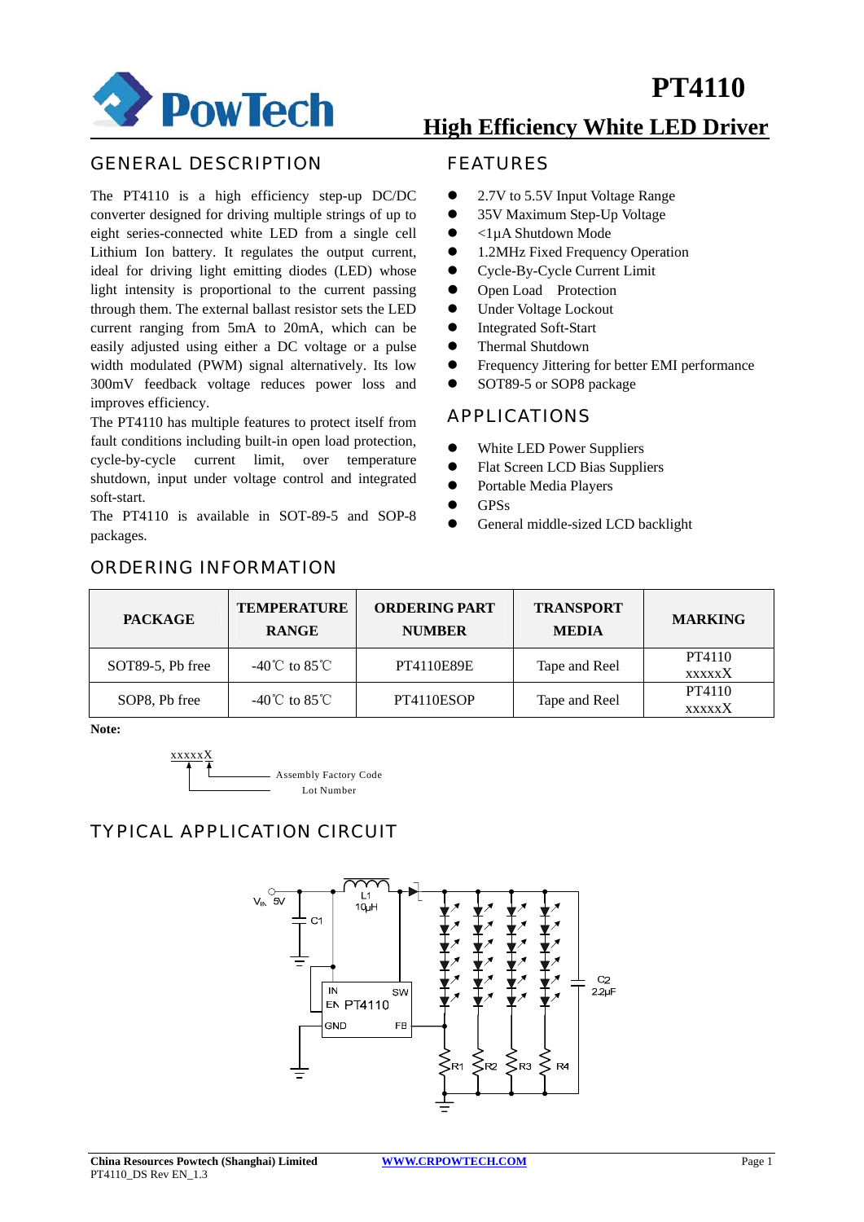# PT4110

## High Efficiency White LED Driver

## GENERAL DESCRIPTION

The PT4110 is a high efficiency step-up DC/DC converter designed for driving multiple strings of up to eight series-connected white LED from a single cell Lithium Ion battery. It regulates the output current, ideal for driving light emitting diodes (LED) whose light intensity is proportional to the current passing through them. The external ballast resistor sets the LED current ranging from 5mA to 20mA, which can be easily adjusted using either a DC voltage or a pulse width modulated (PWM) signal alternatively. Its low 300mV feedback voltage reduces power loss and improves efficiency.

The PT4110 has multiple features to protect itself from fault conditions including built-in open load protection, cycle-by-cycle current limit, over temperature shutdown, input under voltage control and integrated soft-start.

The PT4110 is available in SOT-89-5 and SOP-8 packages.

## FEATURES

- 2.7V to 5.5V Input Voltage Range
- 35V Maximum Step-Up Voltage
- <1μA Shutdown Mode
- 1.2MHz Fixed Frequency Operation
- Cycle-By-Cycle Current Limit
- Open Load Protection
- Under Voltage Lockout
- Integrated Soft-Start
- Thermal Shutdown
- Frequency Jittering for better EMI performance
- SOT89-5 or SOP8 package

## APPLICATIONS

- White LED Power Suppliers
- Flat Screen LCD Bias Suppliers
- Portable Media Players
- GPSs
- General middle-sized LCD backlight

## ORDERING INFORMATION

| PACKAGE | TEMPERATURE RANGE | ORDERING PART NUMBER | TRANSPORT MEDIA | MARKING |
|---|---|---|---|---|
| SOT89-5, Pb free | -40℃ to 85℃ | PT4110E89E | Tape and Reel | PT4110 xxxxxX |
| SOP8, Pb free | -40℃ to 85℃ | PT4110ESOP | Tape and Reel | PT4110 xxxxxX |

**Note:**

xxxxxX — Assembly Factory Code (X); Lot Number (xxxxx)

## TYPICAL APPLICATION CIRCUIT

V$_{IN}$ 5V, C1, L1 10μH, C2 2.2μF, PT4110 (IN, SW, EN, GND, FB), R1, R2, R3, R4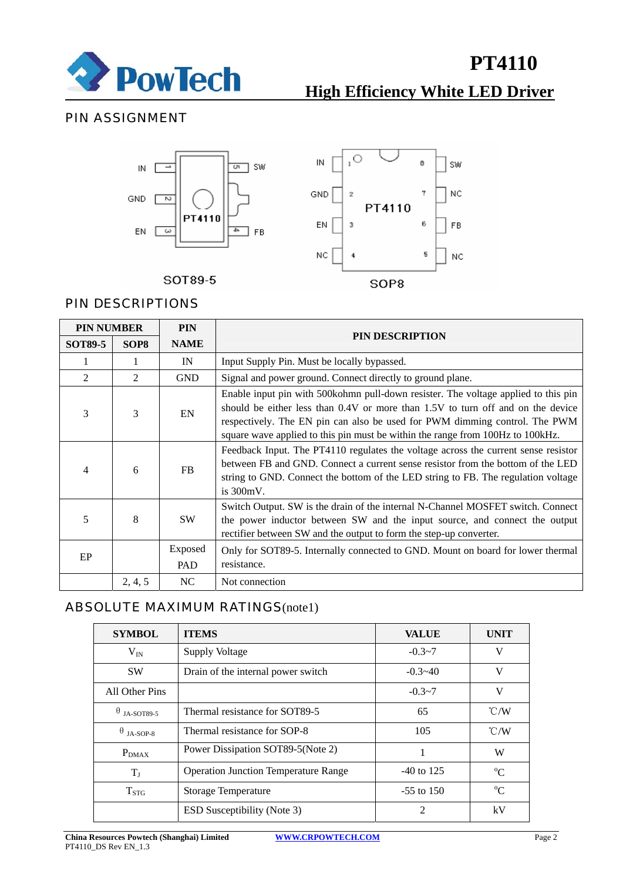## PIN ASSIGNMENT

SOT89-5

SOP8

## PIN DESCRIPTIONS

| PIN NUMBER | | PIN NAME | PIN DESCRIPTION |
|---|---|---|---|
| SOT89-5 | SOP8 | | |
| 1 | 1 | IN | Input Supply Pin. Must be locally bypassed. |
| 2 | 2 | GND | Signal and power ground. Connect directly to ground plane. |
| 3 | 3 | EN | Enable input pin with 500kohmn pull-down resister. The voltage applied to this pin should be either less than 0.4V or more than 1.5V to turn off and on the device respectively. The EN pin can also be used for PWM dimming control. The PWM square wave applied to this pin must be within the range from 100Hz to 100kHz. |
| 4 | 6 | FB | Feedback Input. The PT4110 regulates the voltage across the current sense resistor between FB and GND. Connect a current sense resistor from the bottom of the LED string to GND. Connect the bottom of the LED string to FB. The regulation voltage is 300mV. |
| 5 | 8 | SW | Switch Output. SW is the drain of the internal N-Channel MOSFET switch. Connect the power inductor between SW and the input source, and connect the output rectifier between SW and the output to form the step-up converter. |
| EP | | Exposed PAD | Only for SOT89-5. Internally connected to GND. Mount on board for lower thermal resistance. |
| | 2, 4, 5 | NC | Not connection |

## ABSOLUTE MAXIMUM RATINGS(note1)

| SYMBOL | ITEMS | VALUE | UNIT |
|---|---|---|---|
| $V_{IN}$ | Supply Voltage | -0.3~7 | V |
| SW | Drain of the internal power switch | -0.3~40 | V |
| All Other Pins | | -0.3~7 | V |
| $\theta_{JA\text{-}SOT89\text{-}5}$ | Thermal resistance for SOT89-5 | 65 | ℃/W |
| $\theta_{JA\text{-}SOP\text{-}8}$ | Thermal resistance for SOP-8 | 105 | ℃/W |
| $P_{DMAX}$ | Power Dissipation SOT89-5(Note 2) | 1 | W |
| $T_J$ | Operation Junction Temperature Range | -40 to 125 | °C |
| $T_{STG}$ | Storage Temperature | -55 to 150 | °C |
| | ESD Susceptibility (Note 3) | 2 | kV |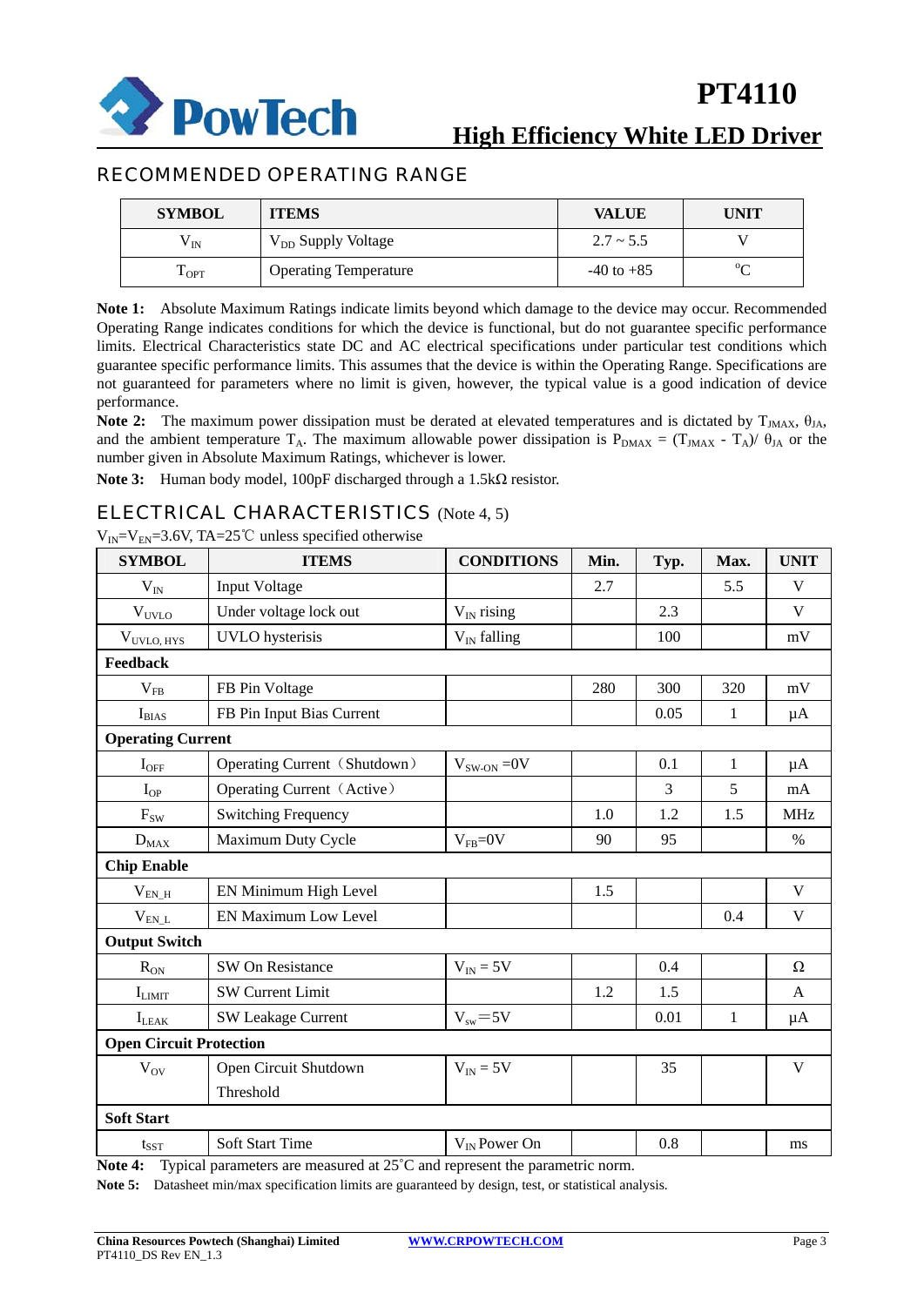## RECOMMENDED OPERATING RANGE

| SYMBOL | ITEMS | VALUE | UNIT |
|---|---|---|---|
| $V_{IN}$ | $V_{DD}$ Supply Voltage | 2.7 ~ 5.5 | V |
| $T_{OPT}$ | Operating Temperature | -40 to +85 | °C |

**Note 1:** Absolute Maximum Ratings indicate limits beyond which damage to the device may occur. Recommended Operating Range indicates conditions for which the device is functional, but do not guarantee specific performance limits. Electrical Characteristics state DC and AC electrical specifications under particular test conditions which guarantee specific performance limits. This assumes that the device is within the Operating Range. Specifications are not guaranteed for parameters where no limit is given, however, the typical value is a good indication of device performance.

**Note 2:** The maximum power dissipation must be derated at elevated temperatures and is dictated by $T_{JMAX}$, $\theta_{JA}$, and the ambient temperature $T_A$. The maximum allowable power dissipation is $P_{DMAX} = (T_{JMAX} - T_A)/ \theta_{JA}$ or the number given in Absolute Maximum Ratings, whichever is lower.

**Note 3:** Human body model, 100pF discharged through a 1.5kΩ resistor.

## ELECTRICAL CHARACTERISTICS (Note 4, 5)

$V_{IN}$=$V_{EN}$=3.6V, TA=25℃ unless specified otherwise

| SYMBOL | ITEMS | CONDITIONS | Min. | Typ. | Max. | UNIT |
|---|---|---|---|---|---|---|
| $V_{IN}$ | Input Voltage | | 2.7 | | 5.5 | V |
| $V_{UVLO}$ | Under voltage lock out | $V_{IN}$ rising | | 2.3 | | V |
| $V_{UVLO, HYS}$ | UVLO hysterisis | $V_{IN}$ falling | | 100 | | mV |
| **Feedback** | | | | | | |
| $V_{FB}$ | FB Pin Voltage | | 280 | 300 | 320 | mV |
| $I_{BIAS}$ | FB Pin Input Bias Current | | | 0.05 | 1 | μA |
| **Operating Current** | | | | | | |
| $I_{OFF}$ | Operating Current（Shutdown） | $V_{SW\text{-}ON}$ =0V | | 0.1 | 1 | μA |
| $I_{OP}$ | Operating Current（Active） | | | 3 | 5 | mA |
| $F_{SW}$ | Switching Frequency | | 1.0 | 1.2 | 1.5 | MHz |
| $D_{MAX}$ | Maximum Duty Cycle | $V_{FB}$=0V | 90 | 95 | | % |
| **Chip Enable** | | | | | | |
| $V_{EN\_H}$ | EN Minimum High Level | | 1.5 | | | V |
| $V_{EN\_L}$ | EN Maximum Low Level | | | | 0.4 | V |
| **Output Switch** | | | | | | |
| $R_{ON}$ | SW On Resistance | $V_{IN}$ = 5V | | 0.4 | | Ω |
| $I_{LIMIT}$ | SW Current Limit | | 1.2 | 1.5 | | A |
| $I_{LEAK}$ | SW Leakage Current | $V_{sw}$=5V | | 0.01 | 1 | μA |
| **Open Circuit Protection** | | | | | | |
| $V_{OV}$ | Open Circuit Shutdown Threshold | $V_{IN}$ = 5V | | 35 | | V |
| **Soft Start** | | | | | | |
| $t_{SST}$ | Soft Start Time | $V_{IN}$ Power On | | 0.8 | | ms |

**Note 4:** Typical parameters are measured at 25˚C and represent the parametric norm.

**Note 5:** Datasheet min/max specification limits are guaranteed by design, test, or statistical analysis.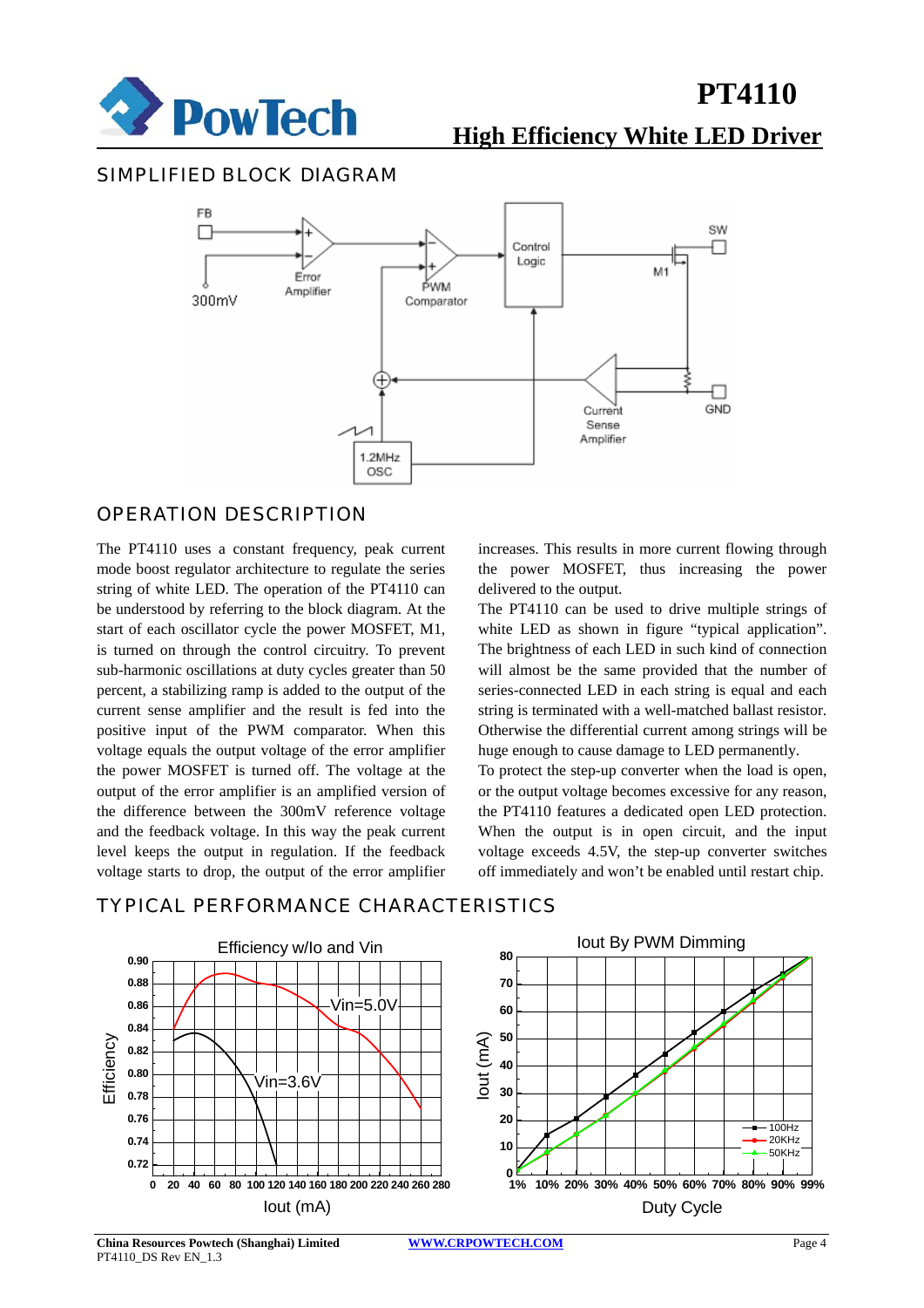## SIMPLIFIED BLOCK DIAGRAM

## OPERATION DESCRIPTION

The PT4110 uses a constant frequency, peak current mode boost regulator architecture to regulate the series string of white LED. The operation of the PT4110 can be understood by referring to the block diagram. At the start of each oscillator cycle the power MOSFET, M1, is turned on through the control circuitry. To prevent sub-harmonic oscillations at duty cycles greater than 50 percent, a stabilizing ramp is added to the output of the current sense amplifier and the result is fed into the positive input of the PWM comparator. When this voltage equals the output voltage of the error amplifier the power MOSFET is turned off. The voltage at the output of the error amplifier is an amplified version of the difference between the 300mV reference voltage and the feedback voltage. In this way the peak current level keeps the output in regulation. If the feedback voltage starts to drop, the output of the error amplifier increases. This results in more current flowing through the power MOSFET, thus increasing the power delivered to the output.

The PT4110 can be used to drive multiple strings of white LED as shown in figure "typical application". The brightness of each LED in such kind of connection will almost be the same provided that the number of series-connected LED in each string is equal and each string is terminated with a well-matched ballast resistor. Otherwise the differential current among strings will be huge enough to cause damage to LED permanently.

To protect the step-up converter when the load is open, or the output voltage becomes excessive for any reason, the PT4110 features a dedicated open LED protection. When the output is in open circuit, and the input voltage exceeds 4.5V, the step-up converter switches off immediately and won't be enabled until restart chip.

## TYPICAL PERFORMANCE CHARACTERISTICS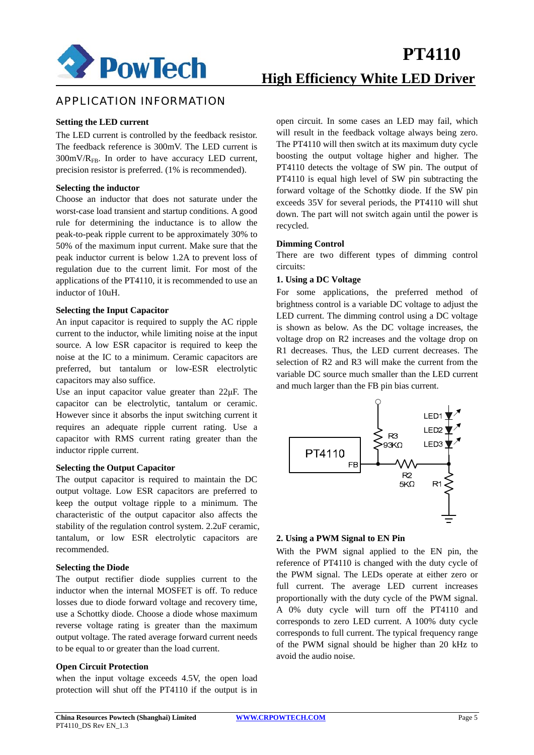## APPLICATION INFORMATION

### Setting the LED current

The LED current is controlled by the feedback resistor. The feedback reference is 300mV. The LED current is $300mV/R_{FB}$. In order to have accuracy LED current, precision resistor is preferred. (1% is recommended).

### Selecting the inductor

Choose an inductor that does not saturate under the worst-case load transient and startup conditions. A good rule for determining the inductance is to allow the peak-to-peak ripple current to be approximately 30% to 50% of the maximum input current. Make sure that the peak inductor current is below 1.2A to prevent loss of regulation due to the current limit. For most of the applications of the PT4110, it is recommended to use an inductor of 10uH.

### Selecting the Input Capacitor

An input capacitor is required to supply the AC ripple current to the inductor, while limiting noise at the input source. A low ESR capacitor is required to keep the noise at the IC to a minimum. Ceramic capacitors are preferred, but tantalum or low-ESR electrolytic capacitors may also suffice.

Use an input capacitor value greater than 22μF. The capacitor can be electrolytic, tantalum or ceramic. However since it absorbs the input switching current it requires an adequate ripple current rating. Use a capacitor with RMS current rating greater than the inductor ripple current.

### Selecting the Output Capacitor

The output capacitor is required to maintain the DC output voltage. Low ESR capacitors are preferred to keep the output voltage ripple to a minimum. The characteristic of the output capacitor also affects the stability of the regulation control system. 2.2uF ceramic, tantalum, or low ESR electrolytic capacitors are recommended.

### Selecting the Diode

The output rectifier diode supplies current to the inductor when the internal MOSFET is off. To reduce losses due to diode forward voltage and recovery time, use a Schottky diode. Choose a diode whose maximum reverse voltage rating is greater than the maximum output voltage. The rated average forward current needs to be equal to or greater than the load current.

### Open Circuit Protection

when the input voltage exceeds 4.5V, the open load protection will shut off the PT4110 if the output is in open circuit. In some cases an LED may fail, which will result in the feedback voltage always being zero. The PT4110 will then switch at its maximum duty cycle boosting the output voltage higher and higher. The PT4110 detects the voltage of SW pin. The output of PT4110 is equal high level of SW pin subtracting the forward voltage of the Schottky diode. If the SW pin exceeds 35V for several periods, the PT4110 will shut down. The part will not switch again until the power is recycled.

### Dimming Control

There are two different types of dimming control circuits:

**1. Using a DC Voltage**

For some applications, the preferred method of brightness control is a variable DC voltage to adjust the LED current. The dimming control using a DC voltage is shown as below. As the DC voltage increases, the voltage drop on R2 increases and the voltage drop on R1 decreases. Thus, the LED current decreases. The selection of R2 and R3 will make the current from the variable DC source much smaller than the LED current and much larger than the FB pin bias current.

PT4110 FB — R3 93KΩ — R2 5KΩ — R1 — LED1, LED2, LED3

**2. Using a PWM Signal to EN Pin**

With the PWM signal applied to the EN pin, the reference of PT4110 is changed with the duty cycle of the PWM signal. The LEDs operate at either zero or full current. The average LED current increases proportionally with the duty cycle of the PWM signal. A 0% duty cycle will turn off the PT4110 and corresponds to zero LED current. A 100% duty cycle corresponds to full current. The typical frequency range of the PWM signal should be higher than 20 kHz to avoid the audio noise.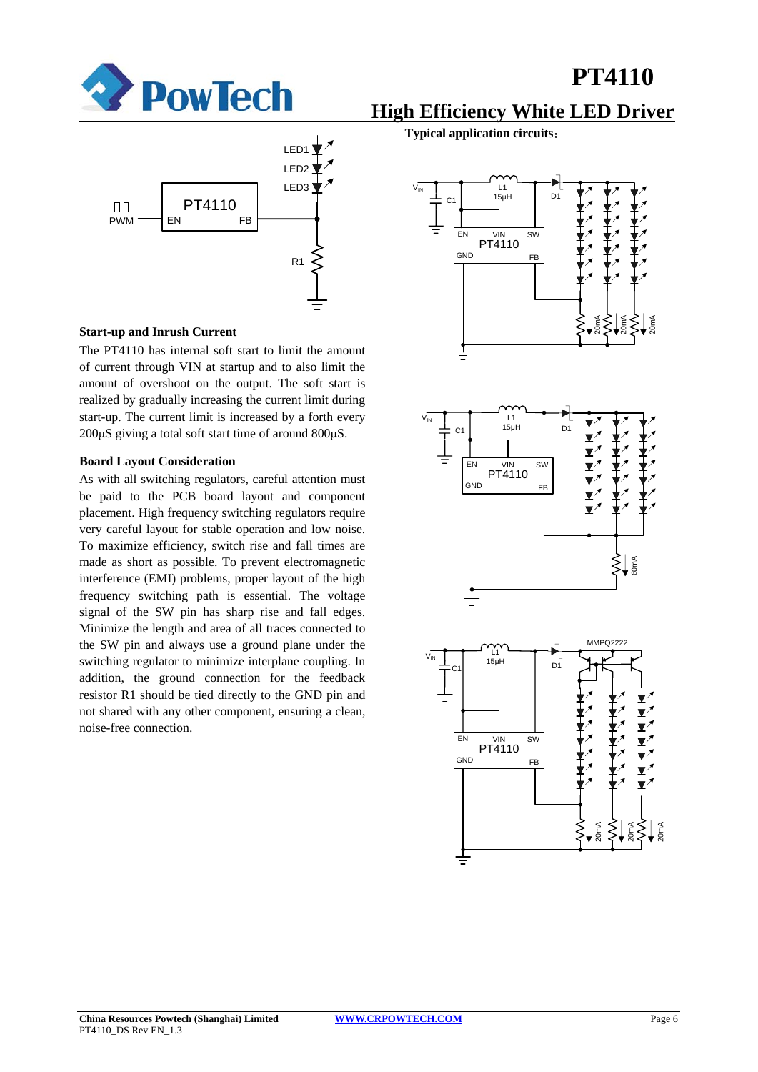**Typical application circuits:**

## Start-up and Inrush Current

The PT4110 has internal soft start to limit the amount of current through VIN at startup and to also limit the amount of overshoot on the output. The soft start is realized by gradually increasing the current limit during start-up. The current limit is increased by a forth every 200µS giving a total soft start time of around 800µS.

## Board Layout Consideration

As with all switching regulators, careful attention must be paid to the PCB board layout and component placement. High frequency switching regulators require very careful layout for stable operation and low noise. To maximize efficiency, switch rise and fall times are made as short as possible. To prevent electromagnetic interference (EMI) problems, proper layout of the high frequency switching path is essential. The voltage signal of the SW pin has sharp rise and fall edges. Minimize the length and area of all traces connected to the SW pin and always use a ground plane under the switching regulator to minimize interplane coupling. In addition, the ground connection for the feedback resistor R1 should be tied directly to the GND pin and not shared with any other component, ensuring a clean, noise-free connection.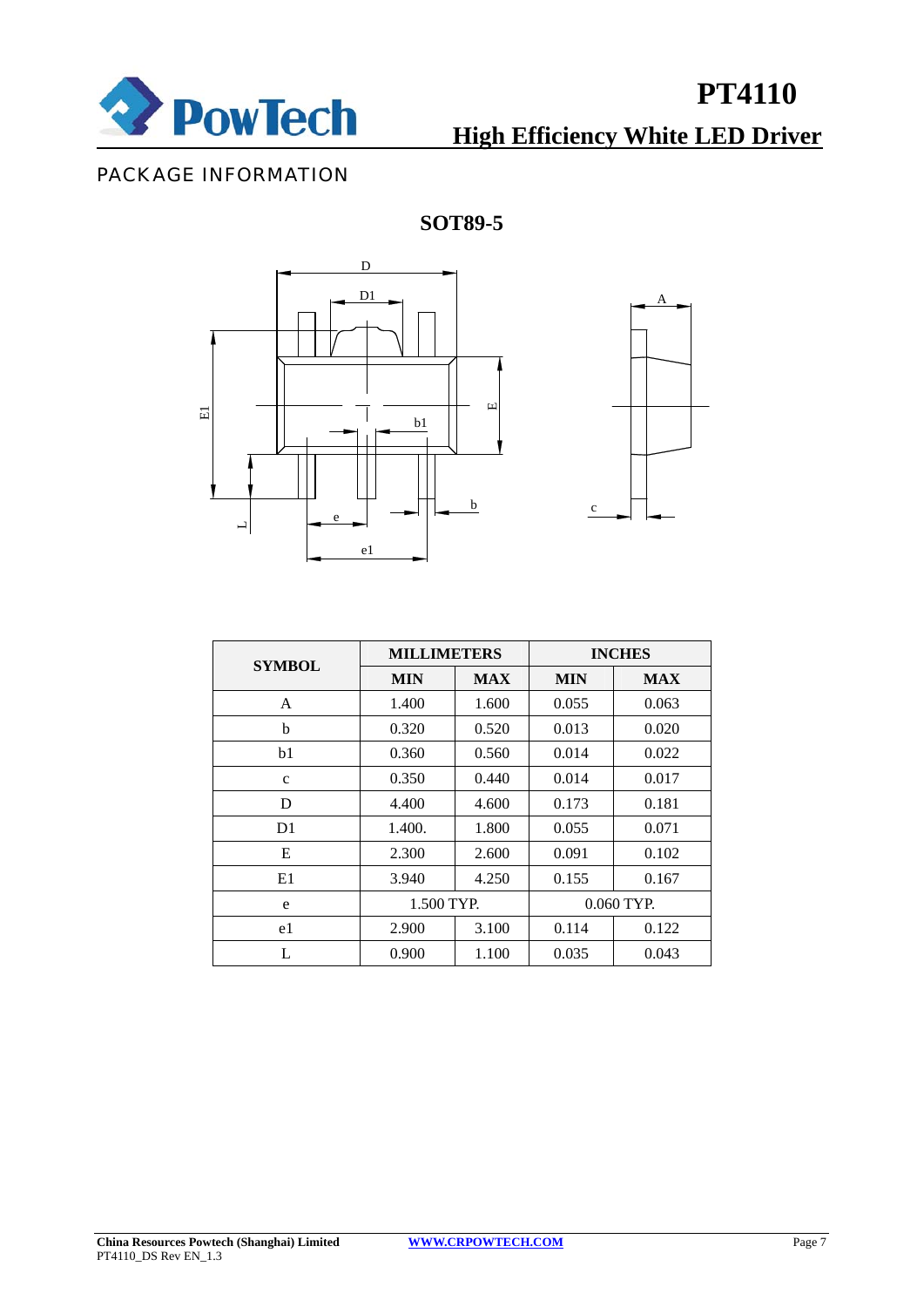## PACKAGE INFORMATION

### SOT89-5

| SYMBOL | MILLIMETERS | | INCHES | |
|---|---|---|---|---|
| | MIN | MAX | MIN | MAX |
| A | 1.400 | 1.600 | 0.055 | 0.063 |
| b | 0.320 | 0.520 | 0.013 | 0.020 |
| b1 | 0.360 | 0.560 | 0.014 | 0.022 |
| c | 0.350 | 0.440 | 0.014 | 0.017 |
| D | 4.400 | 4.600 | 0.173 | 0.181 |
| D1 | 1.400. | 1.800 | 0.055 | 0.071 |
| E | 2.300 | 2.600 | 0.091 | 0.102 |
| E1 | 3.940 | 4.250 | 0.155 | 0.167 |
| e | 1.500 TYP. | | 0.060 TYP. | |
| e1 | 2.900 | 3.100 | 0.114 | 0.122 |
| L | 0.900 | 1.100 | 0.035 | 0.043 |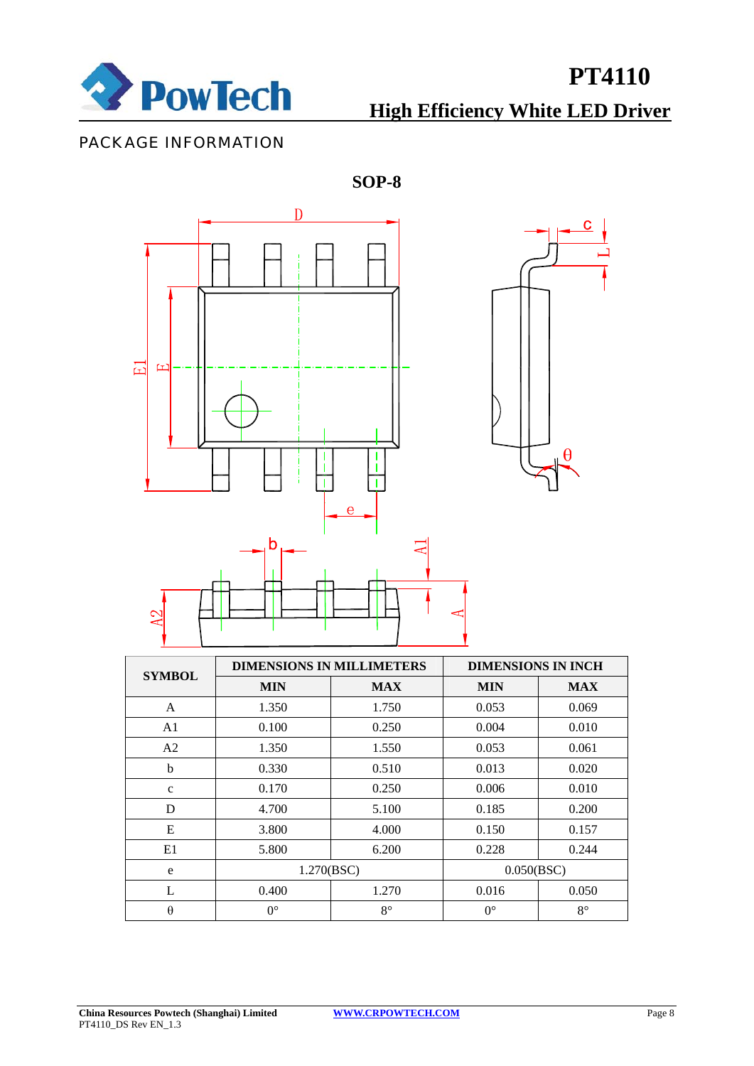## PACKAGE INFORMATION

**SOP-8**

D

c

L

E1

E

θ

e

b

A1

A2

A

| SYMBOL | DIMENSIONS IN MILLIMETERS | | DIMENSIONS IN INCH | |
|---|---|---|---|---|
| | MIN | MAX | MIN | MAX |
| A | 1.350 | 1.750 | 0.053 | 0.069 |
| A1 | 0.100 | 0.250 | 0.004 | 0.010 |
| A2 | 1.350 | 1.550 | 0.053 | 0.061 |
| b | 0.330 | 0.510 | 0.013 | 0.020 |
| c | 0.170 | 0.250 | 0.006 | 0.010 |
| D | 4.700 | 5.100 | 0.185 | 0.200 |
| E | 3.800 | 4.000 | 0.150 | 0.157 |
| E1 | 5.800 | 6.200 | 0.228 | 0.244 |
| e | 1.270(BSC) | | 0.050(BSC) | |
| L | 0.400 | 1.270 | 0.016 | 0.050 |
| θ | 0° | 8° | 0° | 8° |